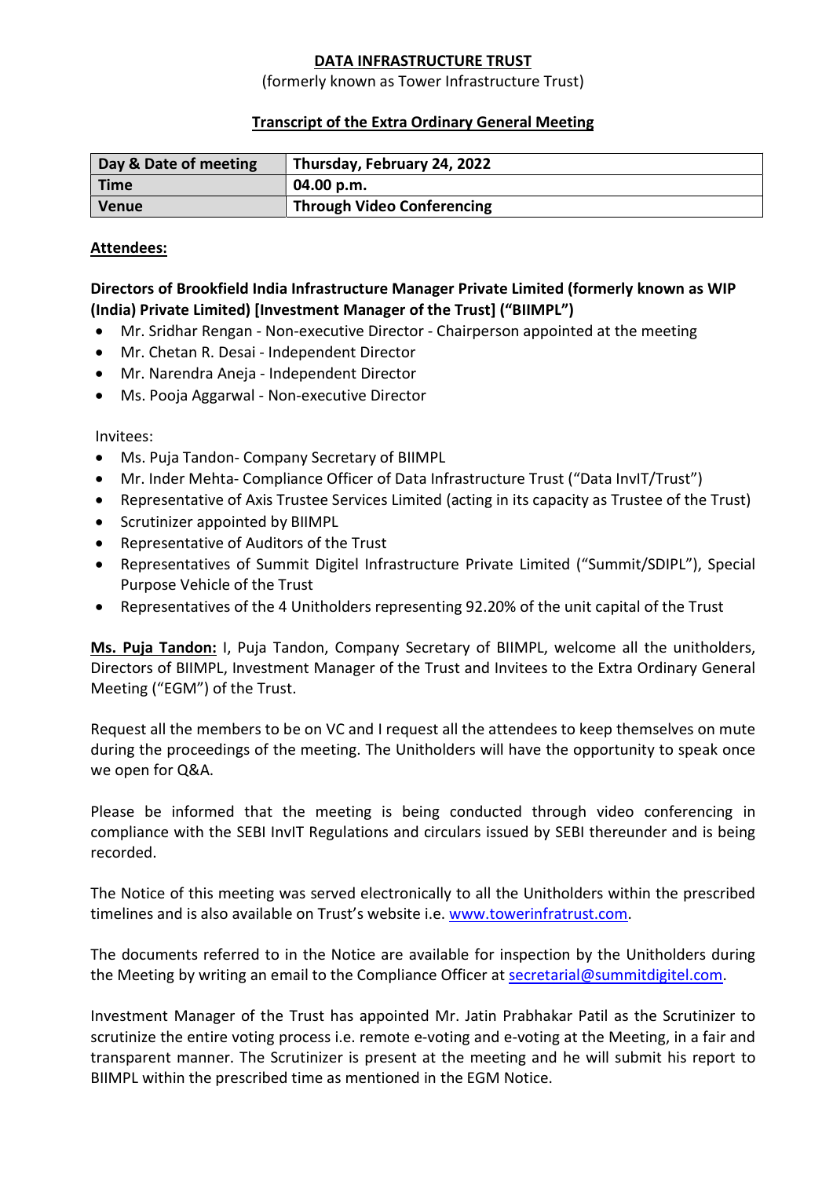# DATA INFRASTRUCTURE TRUST

(formerly known as Tower Infrastructure Trust)

## Transcript of the Extra Ordinary General Meeting

| Day & Date of meeting | Thursday, February 24, 2022 |
|---|---|
| Time | 04.00 p.m. |
| Venue | Through Video Conferencing |

**Attendees:**

**Directors of Brookfield India Infrastructure Manager Private Limited (formerly known as WIP (India) Private Limited) [Investment Manager of the Trust] ("BIIMPL")**

- Mr. Sridhar Rengan - Non-executive Director - Chairperson appointed at the meeting
- Mr. Chetan R. Desai - Independent Director
- Mr. Narendra Aneja - Independent Director
- Ms. Pooja Aggarwal - Non-executive Director

Invitees:

- Ms. Puja Tandon- Company Secretary of BIIMPL
- Mr. Inder Mehta- Compliance Officer of Data Infrastructure Trust ("Data InvIT/Trust")
- Representative of Axis Trustee Services Limited (acting in its capacity as Trustee of the Trust)
- Scrutinizer appointed by BIIMPL
- Representative of Auditors of the Trust
- Representatives of Summit Digitel Infrastructure Private Limited ("Summit/SDIPL"), Special Purpose Vehicle of the Trust
- Representatives of the 4 Unitholders representing 92.20% of the unit capital of the Trust

**Ms. Puja Tandon:** I, Puja Tandon, Company Secretary of BIIMPL, welcome all the unitholders, Directors of BIIMPL, Investment Manager of the Trust and Invitees to the Extra Ordinary General Meeting ("EGM") of the Trust.

Request all the members to be on VC and I request all the attendees to keep themselves on mute during the proceedings of the meeting. The Unitholders will have the opportunity to speak once we open for Q&A.

Please be informed that the meeting is being conducted through video conferencing in compliance with the SEBI InvIT Regulations and circulars issued by SEBI thereunder and is being recorded.

The Notice of this meeting was served electronically to all the Unitholders within the prescribed timelines and is also available on Trust's website i.e. www.towerinfratrust.com.

The documents referred to in the Notice are available for inspection by the Unitholders during the Meeting by writing an email to the Compliance Officer at secretarial@summitdigitel.com.

Investment Manager of the Trust has appointed Mr. Jatin Prabhakar Patil as the Scrutinizer to scrutinize the entire voting process i.e. remote e-voting and e-voting at the Meeting, in a fair and transparent manner. The Scrutinizer is present at the meeting and he will submit his report to BIIMPL within the prescribed time as mentioned in the EGM Notice.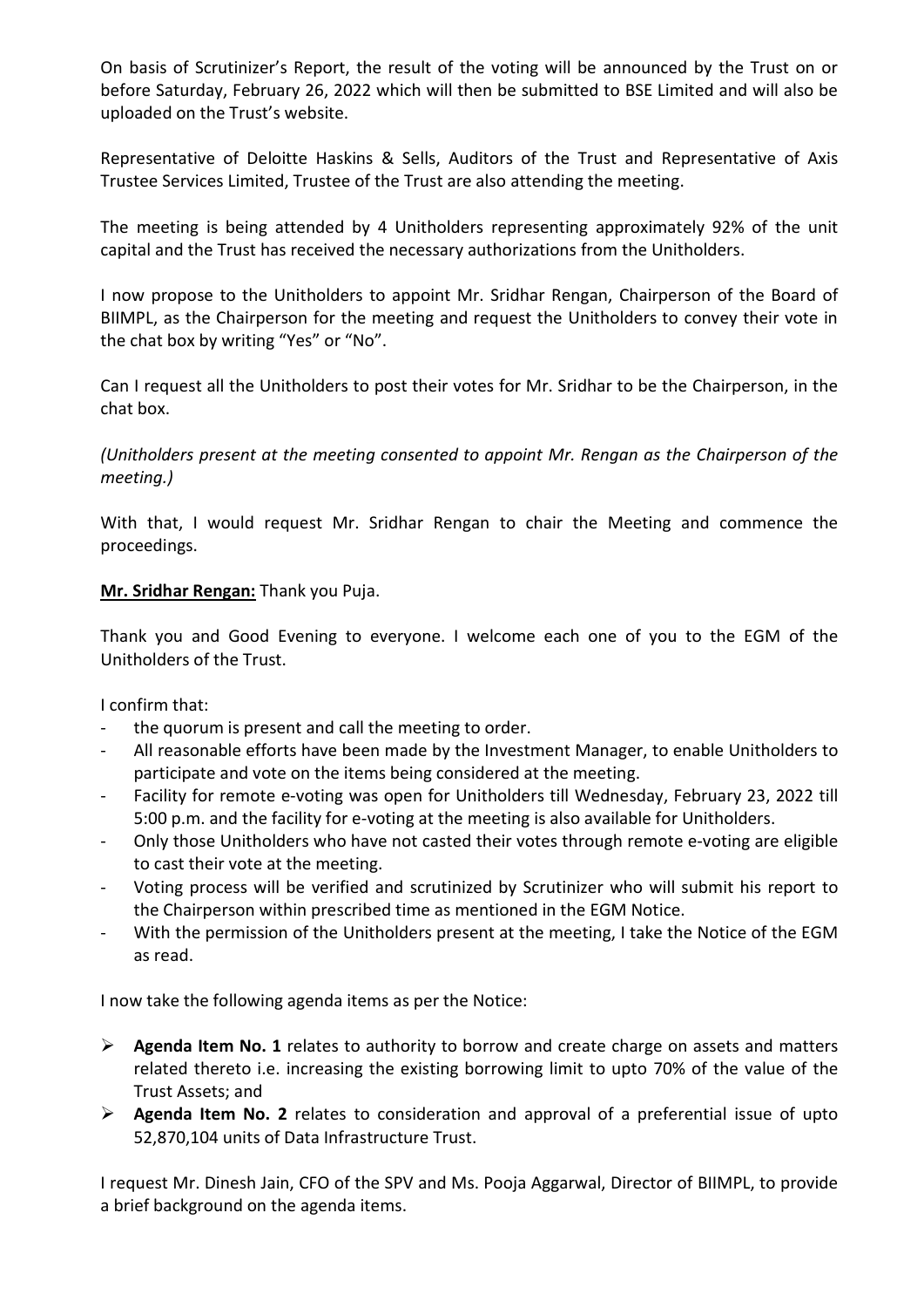On basis of Scrutinizer's Report, the result of the voting will be announced by the Trust on or before Saturday, February 26, 2022 which will then be submitted to BSE Limited and will also be uploaded on the Trust's website.

Representative of Deloitte Haskins & Sells, Auditors of the Trust and Representative of Axis Trustee Services Limited, Trustee of the Trust are also attending the meeting.

The meeting is being attended by 4 Unitholders representing approximately 92% of the unit capital and the Trust has received the necessary authorizations from the Unitholders.

I now propose to the Unitholders to appoint Mr. Sridhar Rengan, Chairperson of the Board of BIIMPL, as the Chairperson for the meeting and request the Unitholders to convey their vote in the chat box by writing "Yes" or "No".

Can I request all the Unitholders to post their votes for Mr. Sridhar to be the Chairperson, in the chat box.

*(Unitholders present at the meeting consented to appoint Mr. Rengan as the Chairperson of the meeting.)*

With that, I would request Mr. Sridhar Rengan to chair the Meeting and commence the proceedings.

**Mr. Sridhar Rengan:** Thank you Puja.

Thank you and Good Evening to everyone. I welcome each one of you to the EGM of the Unitholders of the Trust.

I confirm that:

- the quorum is present and call the meeting to order.
- All reasonable efforts have been made by the Investment Manager, to enable Unitholders to participate and vote on the items being considered at the meeting.
- Facility for remote e-voting was open for Unitholders till Wednesday, February 23, 2022 till 5:00 p.m. and the facility for e-voting at the meeting is also available for Unitholders.
- Only those Unitholders who have not casted their votes through remote e-voting are eligible to cast their vote at the meeting.
- Voting process will be verified and scrutinized by Scrutinizer who will submit his report to the Chairperson within prescribed time as mentioned in the EGM Notice.
- With the permission of the Unitholders present at the meeting, I take the Notice of the EGM as read.

I now take the following agenda items as per the Notice:

- **Agenda Item No. 1** relates to authority to borrow and create charge on assets and matters related thereto i.e. increasing the existing borrowing limit to upto 70% of the value of the Trust Assets; and
- **Agenda Item No. 2** relates to consideration and approval of a preferential issue of upto 52,870,104 units of Data Infrastructure Trust.

I request Mr. Dinesh Jain, CFO of the SPV and Ms. Pooja Aggarwal, Director of BIIMPL, to provide a brief background on the agenda items.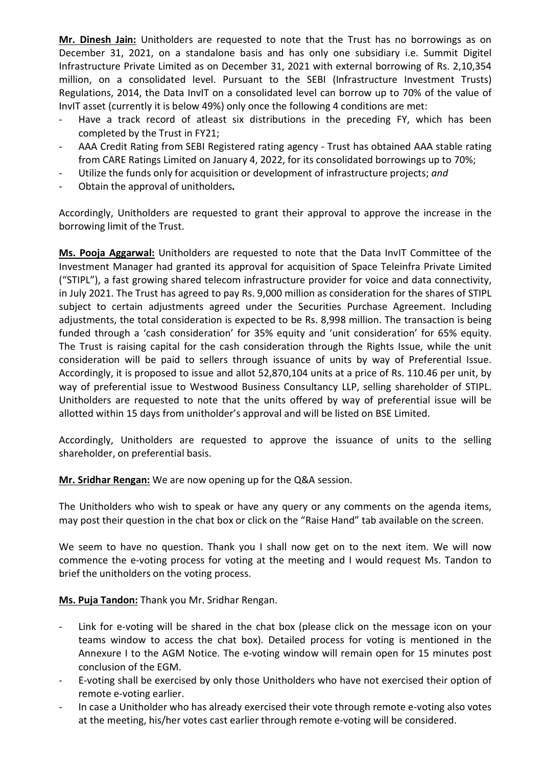**Mr. Dinesh Jain:** Unitholders are requested to note that the Trust has no borrowings as on December 31, 2021, on a standalone basis and has only one subsidiary i.e. Summit Digitel Infrastructure Private Limited as on December 31, 2021 with external borrowing of Rs. 2,10,354 million, on a consolidated level. Pursuant to the SEBI (Infrastructure Investment Trusts) Regulations, 2014, the Data InvIT on a consolidated level can borrow up to 70% of the value of InvIT asset (currently it is below 49%) only once the following 4 conditions are met:

- Have a track record of atleast six distributions in the preceding FY, which has been completed by the Trust in FY21;
- AAA Credit Rating from SEBI Registered rating agency - Trust has obtained AAA stable rating from CARE Ratings Limited on January 4, 2022, for its consolidated borrowings up to 70%;
- Utilize the funds only for acquisition or development of infrastructure projects; *and*
- Obtain the approval of unitholders*.*

Accordingly, Unitholders are requested to grant their approval to approve the increase in the borrowing limit of the Trust.

**Ms. Pooja Aggarwal:** Unitholders are requested to note that the Data InvIT Committee of the Investment Manager had granted its approval for acquisition of Space Teleinfra Private Limited ("STIPL"), a fast growing shared telecom infrastructure provider for voice and data connectivity, in July 2021. The Trust has agreed to pay Rs. 9,000 million as consideration for the shares of STIPL subject to certain adjustments agreed under the Securities Purchase Agreement. Including adjustments, the total consideration is expected to be Rs. 8,998 million. The transaction is being funded through a 'cash consideration' for 35% equity and 'unit consideration' for 65% equity. The Trust is raising capital for the cash consideration through the Rights Issue, while the unit consideration will be paid to sellers through issuance of units by way of Preferential Issue. Accordingly, it is proposed to issue and allot 52,870,104 units at a price of Rs. 110.46 per unit, by way of preferential issue to Westwood Business Consultancy LLP, selling shareholder of STIPL. Unitholders are requested to note that the units offered by way of preferential issue will be allotted within 15 days from unitholder's approval and will be listed on BSE Limited.

Accordingly, Unitholders are requested to approve the issuance of units to the selling shareholder, on preferential basis.

**Mr. Sridhar Rengan:** We are now opening up for the Q&A session.

The Unitholders who wish to speak or have any query or any comments on the agenda items, may post their question in the chat box or click on the "Raise Hand" tab available on the screen.

We seem to have no question. Thank you I shall now get on to the next item. We will now commence the e-voting process for voting at the meeting and I would request Ms. Tandon to brief the unitholders on the voting process.

**Ms. Puja Tandon:** Thank you Mr. Sridhar Rengan.

- Link for e-voting will be shared in the chat box (please click on the message icon on your teams window to access the chat box). Detailed process for voting is mentioned in the Annexure I to the AGM Notice. The e-voting window will remain open for 15 minutes post conclusion of the EGM.
- E-voting shall be exercised by only those Unitholders who have not exercised their option of remote e-voting earlier.
- In case a Unitholder who has already exercised their vote through remote e-voting also votes at the meeting, his/her votes cast earlier through remote e-voting will be considered.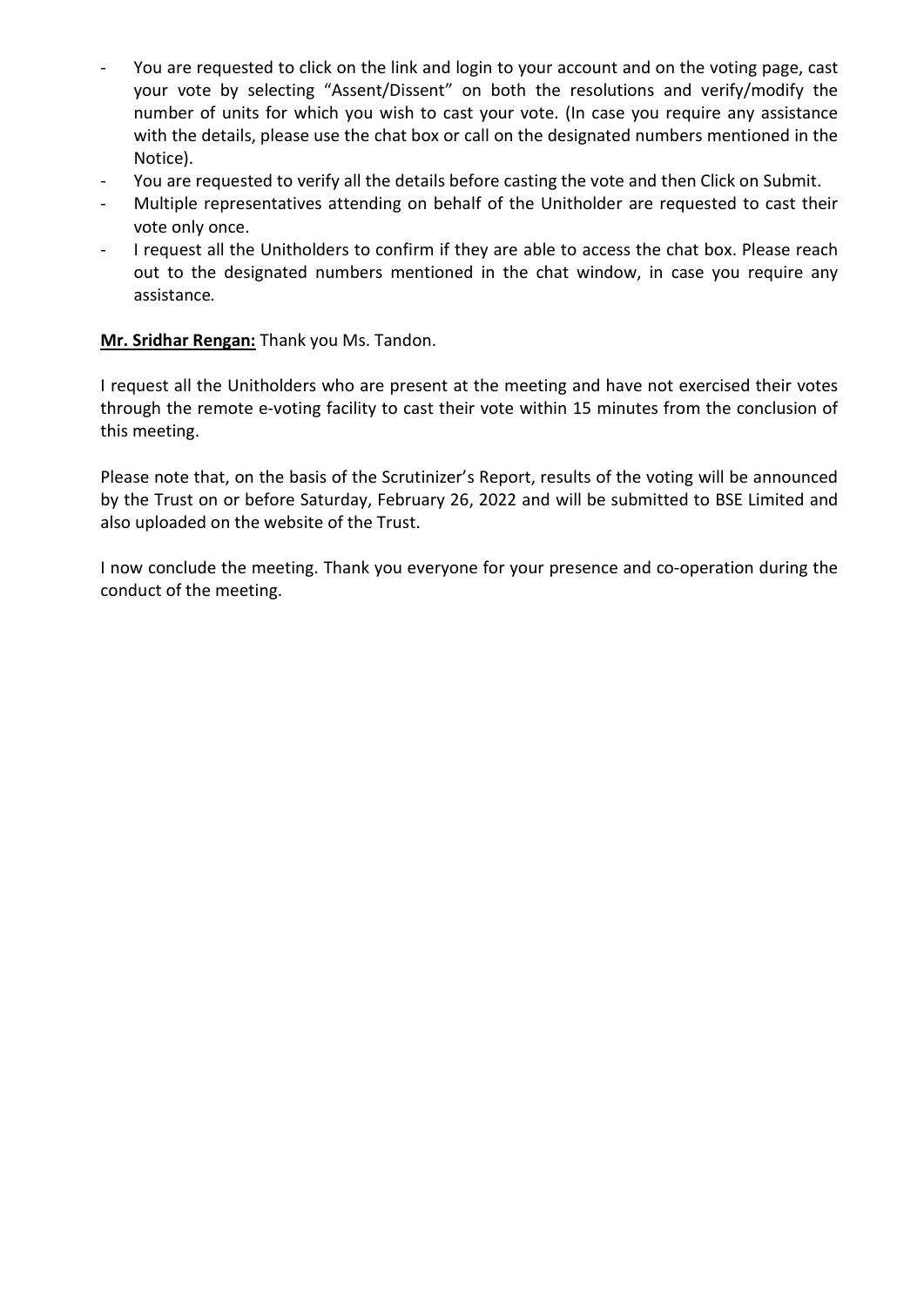- You are requested to click on the link and login to your account and on the voting page, cast your vote by selecting "Assent/Dissent" on both the resolutions and verify/modify the number of units for which you wish to cast your vote. (In case you require any assistance with the details, please use the chat box or call on the designated numbers mentioned in the Notice).
- You are requested to verify all the details before casting the vote and then Click on Submit.
- Multiple representatives attending on behalf of the Unitholder are requested to cast their vote only once.
- I request all the Unitholders to confirm if they are able to access the chat box. Please reach out to the designated numbers mentioned in the chat window, in case you require any assistance.

**Mr. Sridhar Rengan:** Thank you Ms. Tandon.

I request all the Unitholders who are present at the meeting and have not exercised their votes through the remote e-voting facility to cast their vote within 15 minutes from the conclusion of this meeting.

Please note that, on the basis of the Scrutinizer's Report, results of the voting will be announced by the Trust on or before Saturday, February 26, 2022 and will be submitted to BSE Limited and also uploaded on the website of the Trust.

I now conclude the meeting. Thank you everyone for your presence and co-operation during the conduct of the meeting.